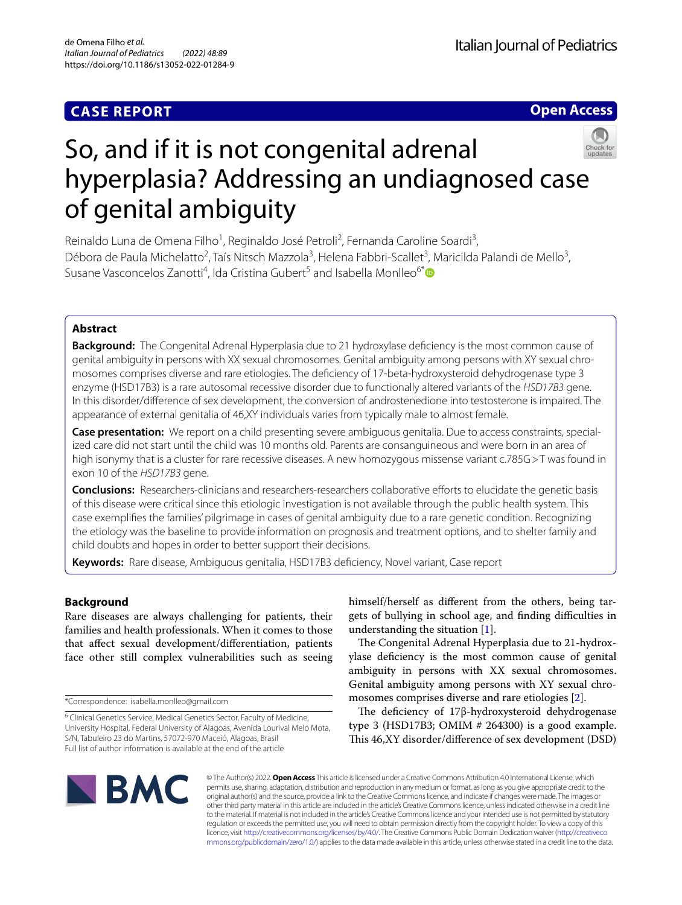**CASE REPORT** **Open Access**

# So, and if it is not congenital adrenal hyperplasia? Addressing an undiagnosed case of genital ambiguity

Reinaldo Luna de Omena Filho[1], Reginaldo José Petroli[2], Fernanda Caroline Soardi[3], Débora de Paula Michelatto[2], Taís Nitsch Mazzola[3], Helena Fabbri-Scallet[3], Maricilda Palandi de Mello[3], Susane Vasconcelos Zanotti[4], Ida Cristina Gubert[5] and Isabella Monlleo[6*]

## Abstract

**Background:** The Congenital Adrenal Hyperplasia due to 21 hydroxylase deficiency is the most common cause of genital ambiguity in persons with XX sexual chromosomes. Genital ambiguity among persons with XY sexual chromosomes comprises diverse and rare etiologies. The deficiency of 17-beta-hydroxysteroid dehydrogenase type 3 enzyme (HSD17B3) is a rare autosomal recessive disorder due to functionally altered variants of the *HSD17B3* gene. In this disorder/difference of sex development, the conversion of androstenedione into testosterone is impaired. The appearance of external genitalia of 46,XY individuals varies from typically male to almost female.

**Case presentation:** We report on a child presenting severe ambiguous genitalia. Due to access constraints, specialized care did not start until the child was 10 months old. Parents are consanguineous and were born in an area of high isonymy that is a cluster for rare recessive diseases. A new homozygous missense variant c.785G>T was found in exon 10 of the *HSD17B3* gene.

**Conclusions:** Researchers-clinicians and researchers-researchers collaborative efforts to elucidate the genetic basis of this disease were critical since this etiologic investigation is not available through the public health system. This case exemplifies the families' pilgrimage in cases of genital ambiguity due to a rare genetic condition. Recognizing the etiology was the baseline to provide information on prognosis and treatment options, and to shelter family and child doubts and hopes in order to better support their decisions.

**Keywords:** Rare disease, Ambiguous genitalia, HSD17B3 deficiency, Novel variant, Case report

## Background

Rare diseases are always challenging for patients, their families and health professionals. When it comes to those that affect sexual development/differentiation, patients face other still complex vulnerabilities such as seeing himself/herself as different from the others, being targets of bullying in school age, and finding difficulties in understanding the situation [1].

The Congenital Adrenal Hyperplasia due to 21-hydroxylase deficiency is the most common cause of genital ambiguity in persons with XX sexual chromosomes. Genital ambiguity among persons with XY sexual chromosomes comprises diverse and rare etiologies [2].

The deficiency of 17β-hydroxysteroid dehydrogenase type 3 (HSD17B3; OMIM # 264300) is a good example. This 46,XY disorder/difference of sex development (DSD)

*Correspondence: isabella.monlleo@gmail.com

[6] Clinical Genetics Service, Medical Genetics Sector, Faculty of Medicine, University Hospital, Federal University of Alagoas, Avenida Lourival Melo Mota, S/N, Tabuleiro 23 do Martins, 57072-970 Maceió, Alagoas, Brasil

Full list of author information is available at the end of the article

© The Author(s) 2022. **Open Access** This article is licensed under a Creative Commons Attribution 4.0 International License, which permits use, sharing, adaptation, distribution and reproduction in any medium or format, as long as you give appropriate credit to the original author(s) and the source, provide a link to the Creative Commons licence, and indicate if changes were made. The images or other third party material in this article are included in the article's Creative Commons licence, unless indicated otherwise in a credit line to the material. If material is not included in the article's Creative Commons licence and your intended use is not permitted by statutory regulation or exceeds the permitted use, you will need to obtain permission directly from the copyright holder. To view a copy of this licence, visit http://creativecommons.org/licenses/by/4.0/. The Creative Commons Public Domain Dedication waiver (http://creativecommons.org/publicdomain/zero/1.0/) applies to the data made available in this article, unless otherwise stated in a credit line to the data.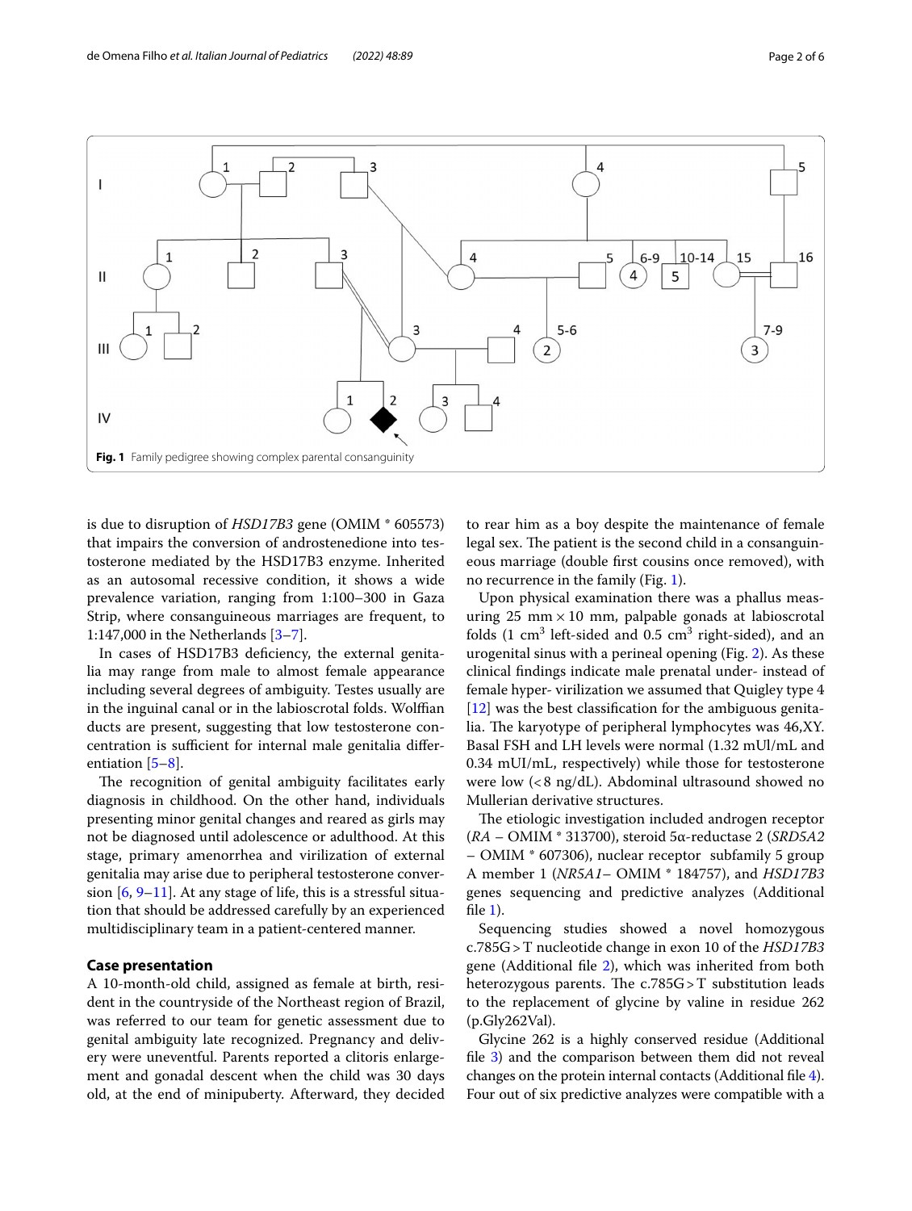**Fig. 1** Family pedigree showing complex parental consanguinity

is due to disruption of *HSD17B3* gene (OMIM * 605573) that impairs the conversion of androstenedione into testosterone mediated by the HSD17B3 enzyme. Inherited as an autosomal recessive condition, it shows a wide prevalence variation, ranging from 1:100–300 in Gaza Strip, where consanguineous marriages are frequent, to 1:147,000 in the Netherlands [3–7].

In cases of HSD17B3 deficiency, the external genitalia may range from male to almost female appearance including several degrees of ambiguity. Testes usually are in the inguinal canal or in the labioscrotal folds. Wolffian ducts are present, suggesting that low testosterone concentration is sufficient for internal male genitalia differentiation [5–8].

The recognition of genital ambiguity facilitates early diagnosis in childhood. On the other hand, individuals presenting minor genital changes and reared as girls may not be diagnosed until adolescence or adulthood. At this stage, primary amenorrhea and virilization of external genitalia may arise due to peripheral testosterone conversion [6, 9–11]. At any stage of life, this is a stressful situation that should be addressed carefully by an experienced multidisciplinary team in a patient-centered manner.

## Case presentation

A 10-month-old child, assigned as female at birth, resident in the countryside of the Northeast region of Brazil, was referred to our team for genetic assessment due to genital ambiguity late recognized. Pregnancy and delivery were uneventful. Parents reported a clitoris enlargement and gonadal descent when the child was 30 days old, at the end of minipuberty. Afterward, they decided to rear him as a boy despite the maintenance of female legal sex. The patient is the second child in a consanguineous marriage (double first cousins once removed), with no recurrence in the family (Fig. 1).

Upon physical examination there was a phallus measuring 25 mm × 10 mm, palpable gonads at labioscrotal folds (1 $cm^3$ left-sided and 0.5 $cm^3$ right-sided), and an urogenital sinus with a perineal opening (Fig. 2). As these clinical findings indicate male prenatal under- instead of female hyper- virilization we assumed that Quigley type 4 [12] was the best classification for the ambiguous genitalia. The karyotype of peripheral lymphocytes was 46,XY. Basal FSH and LH levels were normal (1.32 mUI/mL and 0.34 mUI/mL, respectively) while those for testosterone were low (<8 ng/dL). Abdominal ultrasound showed no Mullerian derivative structures.

The etiologic investigation included androgen receptor (*RA* – OMIM * 313700), steroid 5α-reductase 2 (*SRD5A2* – OMIM * 607306), nuclear receptor subfamily 5 group A member 1 (*NR5A1*– OMIM * 184757), and *HSD17B3* genes sequencing and predictive analyzes (Additional file 1).

Sequencing studies showed a novel homozygous c.785G > T nucleotide change in exon 10 of the *HSD17B3* gene (Additional file 2), which was inherited from both heterozygous parents. The c.785G > T substitution leads to the replacement of glycine by valine in residue 262 (p.Gly262Val).

Glycine 262 is a highly conserved residue (Additional file 3) and the comparison between them did not reveal changes on the protein internal contacts (Additional file 4). Four out of six predictive analyzes were compatible with a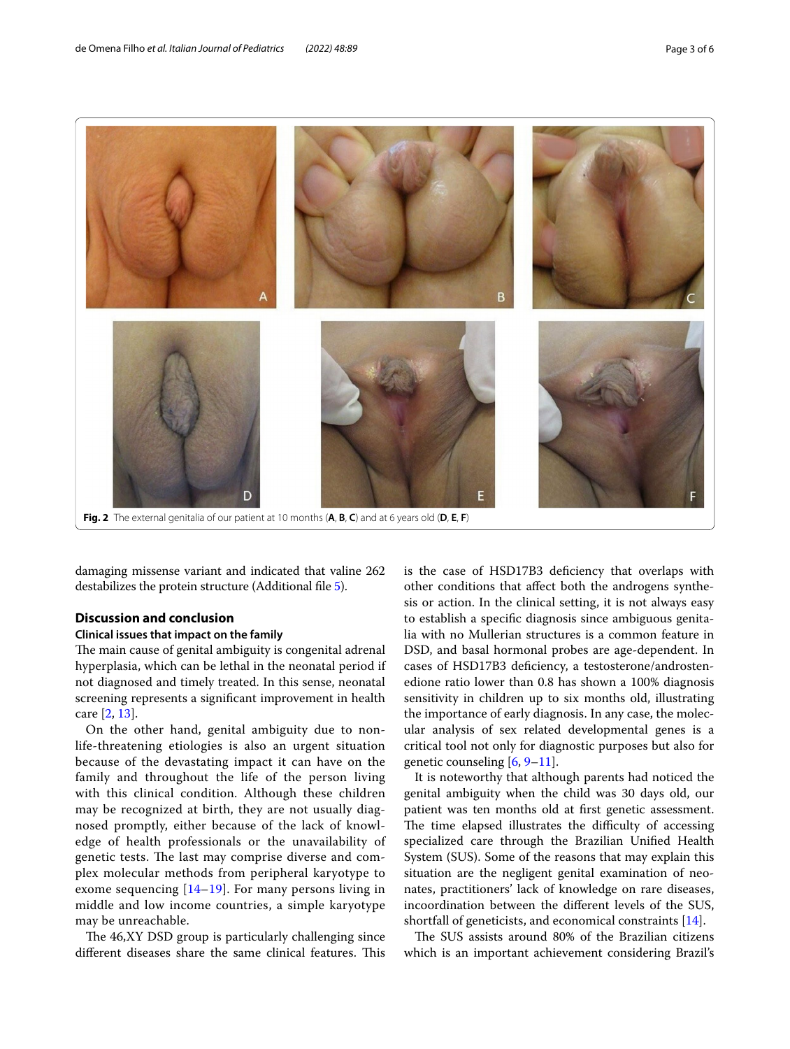**Fig. 2** The external genitalia of our patient at 10 months (**A**, **B**, **C**) and at 6 years old (**D**, **E**, **F**)

damaging missense variant and indicated that valine 262 destabilizes the protein structure (Additional file 5).

## Discussion and conclusion

### Clinical issues that impact on the family

The main cause of genital ambiguity is congenital adrenal hyperplasia, which can be lethal in the neonatal period if not diagnosed and timely treated. In this sense, neonatal screening represents a significant improvement in health care [2, 13].

On the other hand, genital ambiguity due to non-life-threatening etiologies is also an urgent situation because of the devastating impact it can have on the family and throughout the life of the person living with this clinical condition. Although these children may be recognized at birth, they are not usually diagnosed promptly, either because of the lack of knowledge of health professionals or the unavailability of genetic tests. The last may comprise diverse and complex molecular methods from peripheral karyotype to exome sequencing [14–19]. For many persons living in middle and low income countries, a simple karyotype may be unreachable.

The 46,XY DSD group is particularly challenging since different diseases share the same clinical features. This is the case of HSD17B3 deficiency that overlaps with other conditions that affect both the androgens synthesis or action. In the clinical setting, it is not always easy to establish a specific diagnosis since ambiguous genitalia with no Mullerian structures is a common feature in DSD, and basal hormonal probes are age-dependent. In cases of HSD17B3 deficiency, a testosterone/androstenedione ratio lower than 0.8 has shown a 100% diagnosis sensitivity in children up to six months old, illustrating the importance of early diagnosis. In any case, the molecular analysis of sex related developmental genes is a critical tool not only for diagnostic purposes but also for genetic counseling [6, 9–11].

It is noteworthy that although parents had noticed the genital ambiguity when the child was 30 days old, our patient was ten months old at first genetic assessment. The time elapsed illustrates the difficulty of accessing specialized care through the Brazilian Unified Health System (SUS). Some of the reasons that may explain this situation are the negligent genital examination of neonates, practitioners' lack of knowledge on rare diseases, incoordination between the different levels of the SUS, shortfall of geneticists, and economical constraints [14].

The SUS assists around 80% of the Brazilian citizens which is an important achievement considering Brazil's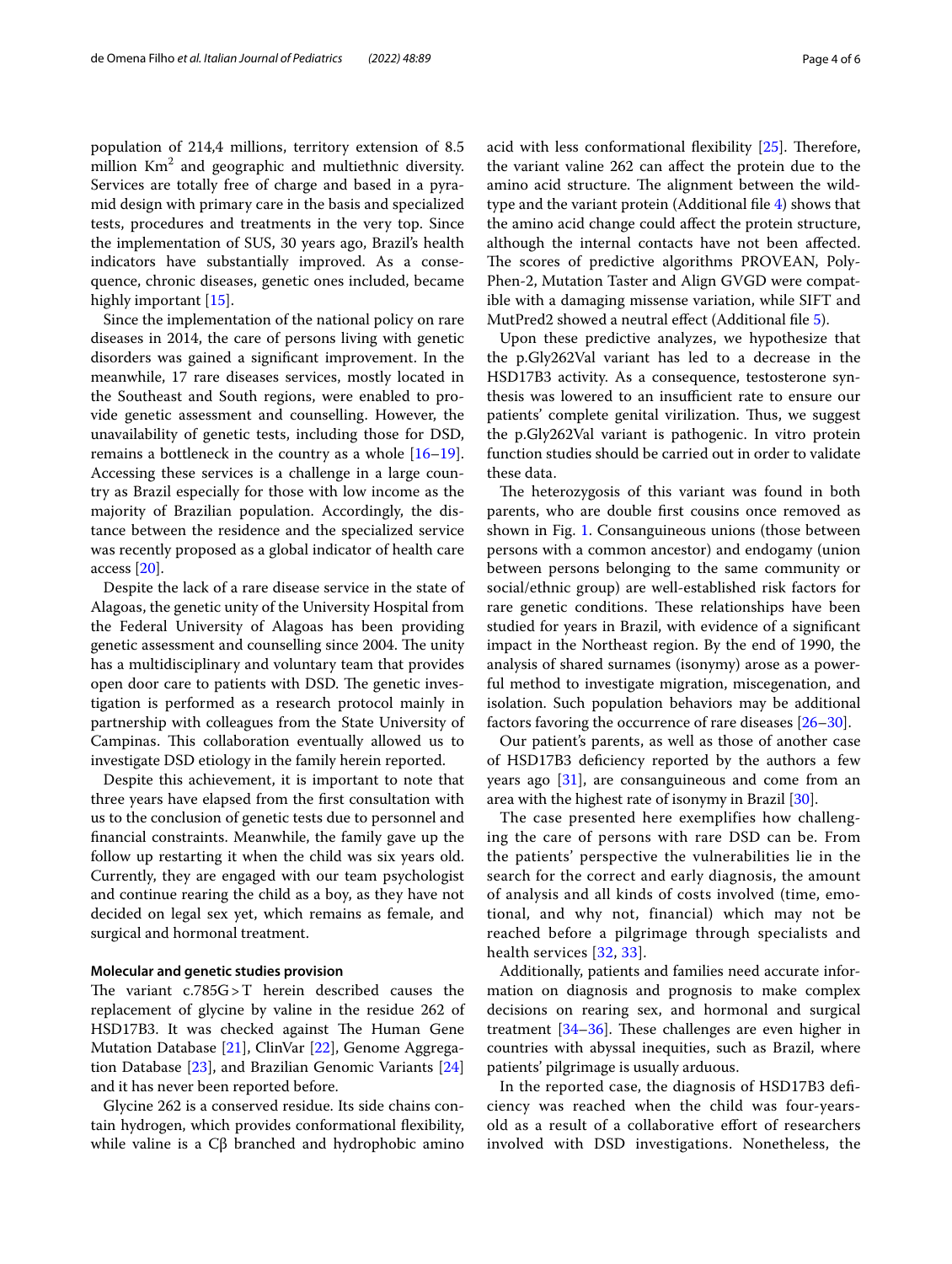population of 214,4 millions, territory extension of 8.5 million Km$^2$ and geographic and multiethnic diversity. Services are totally free of charge and based in a pyramid design with primary care in the basis and specialized tests, procedures and treatments in the very top. Since the implementation of SUS, 30 years ago, Brazil's health indicators have substantially improved. As a consequence, chronic diseases, genetic ones included, became highly important [15].

Since the implementation of the national policy on rare diseases in 2014, the care of persons living with genetic disorders was gained a significant improvement. In the meanwhile, 17 rare diseases services, mostly located in the Southeast and South regions, were enabled to provide genetic assessment and counselling. However, the unavailability of genetic tests, including those for DSD, remains a bottleneck in the country as a whole [16–19]. Accessing these services is a challenge in a large country as Brazil especially for those with low income as the majority of Brazilian population. Accordingly, the distance between the residence and the specialized service was recently proposed as a global indicator of health care access [20].

Despite the lack of a rare disease service in the state of Alagoas, the genetic unity of the University Hospital from the Federal University of Alagoas has been providing genetic assessment and counselling since 2004. The unity has a multidisciplinary and voluntary team that provides open door care to patients with DSD. The genetic investigation is performed as a research protocol mainly in partnership with colleagues from the State University of Campinas. This collaboration eventually allowed us to investigate DSD etiology in the family herein reported.

Despite this achievement, it is important to note that three years have elapsed from the first consultation with us to the conclusion of genetic tests due to personnel and financial constraints. Meanwhile, the family gave up the follow up restarting it when the child was six years old. Currently, they are engaged with our team psychologist and continue rearing the child as a boy, as they have not decided on legal sex yet, which remains as female, and surgical and hormonal treatment.

### Molecular and genetic studies provision

The variant c.785G>T herein described causes the replacement of glycine by valine in the residue 262 of HSD17B3. It was checked against The Human Gene Mutation Database [21], ClinVar [22], Genome Aggregation Database [23], and Brazilian Genomic Variants [24] and it has never been reported before.

Glycine 262 is a conserved residue. Its side chains contain hydrogen, which provides conformational flexibility, while valine is a Cβ branched and hydrophobic amino acid with less conformational flexibility [25]. Therefore, the variant valine 262 can affect the protein due to the amino acid structure. The alignment between the wild-type and the variant protein (Additional file 4) shows that the amino acid change could affect the protein structure, although the internal contacts have not been affected. The scores of predictive algorithms PROVEAN, PolyPhen-2, Mutation Taster and Align GVGD were compatible with a damaging missense variation, while SIFT and MutPred2 showed a neutral effect (Additional file 5).

Upon these predictive analyzes, we hypothesize that the p.Gly262Val variant has led to a decrease in the HSD17B3 activity. As a consequence, testosterone synthesis was lowered to an insufficient rate to ensure our patients' complete genital virilization. Thus, we suggest the p.Gly262Val variant is pathogenic. In vitro protein function studies should be carried out in order to validate these data.

The heterozygosis of this variant was found in both parents, who are double first cousins once removed as shown in Fig. 1. Consanguineous unions (those between persons with a common ancestor) and endogamy (union between persons belonging to the same community or social/ethnic group) are well-established risk factors for rare genetic conditions. These relationships have been studied for years in Brazil, with evidence of a significant impact in the Northeast region. By the end of 1990, the analysis of shared surnames (isonymy) arose as a powerful method to investigate migration, miscegenation, and isolation. Such population behaviors may be additional factors favoring the occurrence of rare diseases [26–30].

Our patient's parents, as well as those of another case of HSD17B3 deficiency reported by the authors a few years ago [31], are consanguineous and come from an area with the highest rate of isonymy in Brazil [30].

The case presented here exemplifies how challenging the care of persons with rare DSD can be. From the patients' perspective the vulnerabilities lie in the search for the correct and early diagnosis, the amount of analysis and all kinds of costs involved (time, emotional, and why not, financial) which may not be reached before a pilgrimage through specialists and health services [32, 33].

Additionally, patients and families need accurate information on diagnosis and prognosis to make complex decisions on rearing sex, and hormonal and surgical treatment [34–36]. These challenges are even higher in countries with abyssal inequities, such as Brazil, where patients' pilgrimage is usually arduous.

In the reported case, the diagnosis of HSD17B3 deficiency was reached when the child was four-years-old as a result of a collaborative effort of researchers involved with DSD investigations. Nonetheless, the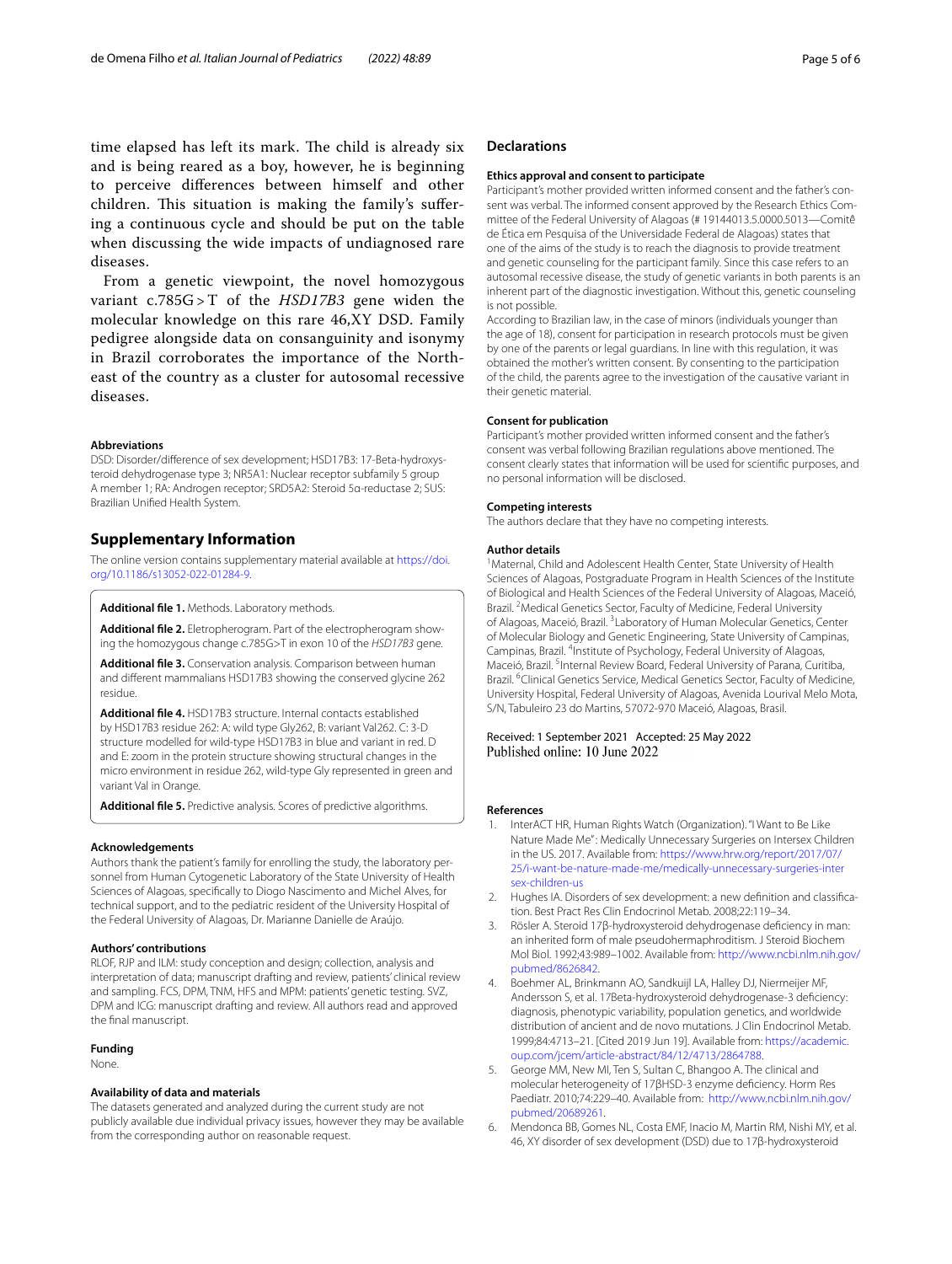time elapsed has left its mark. The child is already six and is being reared as a boy, however, he is beginning to perceive differences between himself and other children. This situation is making the family's suffering a continuous cycle and should be put on the table when discussing the wide impacts of undiagnosed rare diseases.

From a genetic viewpoint, the novel homozygous variant c.785G > T of the *HSD17B3* gene widen the molecular knowledge on this rare 46,XY DSD. Family pedigree alongside data on consanguinity and isonymy in Brazil corroborates the importance of the Northeast of the country as a cluster for autosomal recessive diseases.

#### Abbreviations

DSD: Disorder/difference of sex development; HSD17B3: 17-Beta-hydroxysteroid dehydrogenase type 3; NR5A1: Nuclear receptor subfamily 5 group A member 1; RA: Androgen receptor; SRD5A2: Steroid 5α-reductase 2; SUS: Brazilian Unified Health System.

## Supplementary Information

The online version contains supplementary material available at https://doi.org/10.1186/s13052-022-01284-9.

**Additional file 1.** Methods. Laboratory methods.

**Additional file 2.** Eletropherogram. Part of the electropherogram showing the homozygous change c.785G>T in exon 10 of the *HSD17B3* gene.

**Additional file 3.** Conservation analysis. Comparison between human and different mammalians HSD17B3 showing the conserved glycine 262 residue.

**Additional file 4.** HSD17B3 structure. Internal contacts established by HSD17B3 residue 262: A: wild type Gly262, B: variant Val262. C: 3-D structure modelled for wild-type HSD17B3 in blue and variant in red. D and E: zoom in the protein structure showing structural changes in the micro environment in residue 262, wild-type Gly represented in green and variant Val in Orange.

**Additional file 5.** Predictive analysis. Scores of predictive algorithms.

#### Acknowledgements

Authors thank the patient's family for enrolling the study, the laboratory personnel from Human Cytogenetic Laboratory of the State University of Health Sciences of Alagoas, specifically to Diogo Nascimento and Michel Alves, for technical support, and to the pediatric resident of the University Hospital of the Federal University of Alagoas, Dr. Marianne Danielle de Araújo.

#### Authors' contributions

RLOF, RJP and ILM: study conception and design; collection, analysis and interpretation of data; manuscript drafting and review, patients' clinical review and sampling. FCS, DPM, TNM, HFS and MPM: patients' genetic testing. SVZ, DPM and ICG: manuscript drafting and review. All authors read and approved the final manuscript.

#### Funding

None.

#### Availability of data and materials

The datasets generated and analyzed during the current study are not publicly available due individual privacy issues, however they may be available from the corresponding author on reasonable request.

## Declarations

#### Ethics approval and consent to participate

Participant's mother provided written informed consent and the father's consent was verbal. The informed consent approved by the Research Ethics Committee of the Federal University of Alagoas (# 19144013.5.0000.5013—Comitê de Ética em Pesquisa of the Universidade Federal de Alagoas) states that one of the aims of the study is to reach the diagnosis to provide treatment and genetic counseling for the participant family. Since this case refers to an autosomal recessive disease, the study of genetic variants in both parents is an inherent part of the diagnostic investigation. Without this, genetic counseling is not possible.

According to Brazilian law, in the case of minors (individuals younger than the age of 18), consent for participation in research protocols must be given by one of the parents or legal guardians. In line with this regulation, it was obtained the mother's written consent. By consenting to the participation of the child, the parents agree to the investigation of the causative variant in their genetic material.

#### Consent for publication

Participant's mother provided written informed consent and the father's consent was verbal following Brazilian regulations above mentioned. The consent clearly states that information will be used for scientific purposes, and no personal information will be disclosed.

#### Competing interests

The authors declare that they have no competing interests.

#### Author details

[1]Maternal, Child and Adolescent Health Center, State University of Health Sciences of Alagoas, Postgraduate Program in Health Sciences of the Institute of Biological and Health Sciences of the Federal University of Alagoas, Maceió, Brazil. [2]Medical Genetics Sector, Faculty of Medicine, Federal University of Alagoas, Maceió, Brazil. [3]Laboratory of Human Molecular Genetics, Center of Molecular Biology and Genetic Engineering, State University of Campinas, Campinas, Brazil. [4]Institute of Psychology, Federal University of Alagoas, Maceió, Brazil. [5]Internal Review Board, Federal University of Parana, Curitiba, Brazil. [6]Clinical Genetics Service, Medical Genetics Sector, Faculty of Medicine, University Hospital, Federal University of Alagoas, Avenida Lourival Melo Mota, S/N, Tabuleiro 23 do Martins, 57072-970 Maceió, Alagoas, Brasil.

Received: 1 September 2021 Accepted: 25 May 2022
Published online: 10 June 2022

#### References

1. InterACT HR, Human Rights Watch (Organization). "I Want to Be Like Nature Made Me": Medically Unnecessary Surgeries on Intersex Children in the US. 2017. Available from: https://www.hrw.org/report/2017/07/25/i-want-be-nature-made-me/medically-unnecessary-surgeries-intersex-children-us
2. Hughes IA. Disorders of sex development: a new definition and classification. Best Pract Res Clin Endocrinol Metab. 2008;22:119–34.
3. Rösler A. Steroid 17β-hydroxysteroid dehydrogenase deficiency in man: an inherited form of male pseudohermaphroditism. J Steroid Biochem Mol Biol. 1992;43:989–1002. Available from: http://www.ncbi.nlm.nih.gov/pubmed/8626842.
4. Boehmer AL, Brinkmann AO, Sandkuijl LA, Halley DJ, Niermeijer MF, Andersson S, et al. 17Beta-hydroxysteroid dehydrogenase-3 deficiency: diagnosis, phenotypic variability, population genetics, and worldwide distribution of ancient and de novo mutations. J Clin Endocrinol Metab. 1999;84:4713–21. [Cited 2019 Jun 19]. Available from: https://academic.oup.com/jcem/article-abstract/84/12/4713/2864788.
5. George MM, New MI, Ten S, Sultan C, Bhangoo A. The clinical and molecular heterogeneity of 17βHSD-3 enzyme deficiency. Horm Res Paediatr. 2010;74:229–40. Available from: http://www.ncbi.nlm.nih.gov/pubmed/20689261.
6. Mendonca BB, Gomes NL, Costa EMF, Inacio M, Martin RM, Nishi MY, et al. 46, XY disorder of sex development (DSD) due to 17β-hydroxysteroid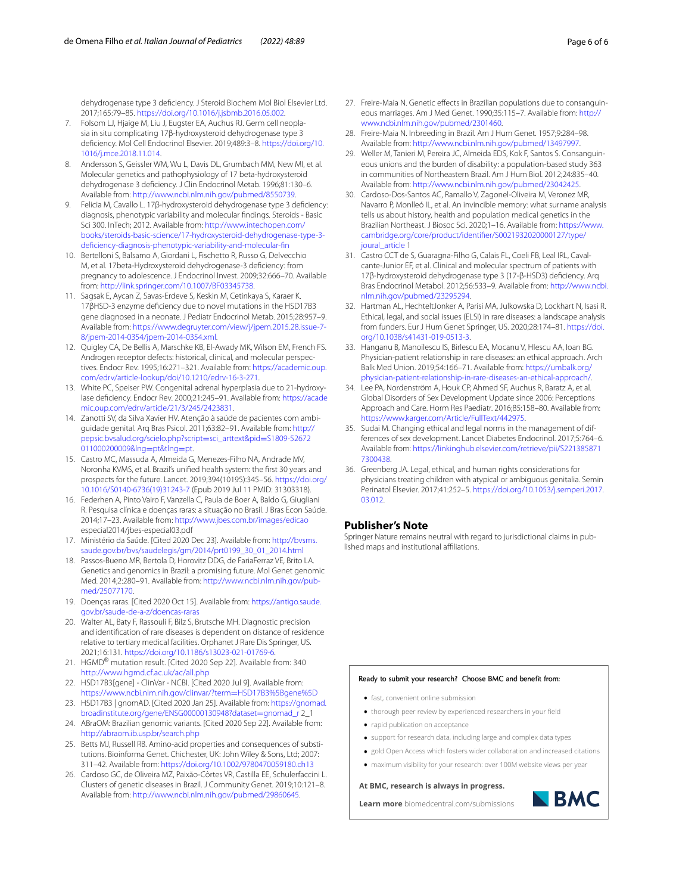dehydrogenase type 3 deficiency. J Steroid Biochem Mol Biol Elsevier Ltd. 2017;165:79–85. https://doi.org/10.1016/j.jsbmb.2016.05.002.

7. Folsom LJ, Hjaige M, Liu J, Eugster EA, Auchus RJ. Germ cell neoplasia in situ complicating 17β-hydroxysteroid dehydrogenase type 3 deficiency. Mol Cell Endocrinol Elsevier. 2019;489:3–8. https://doi.org/10.1016/j.mce.2018.11.014.
8. Andersson S, Geissler WM, Wu L, Davis DL, Grumbach MM, New MI, et al. Molecular genetics and pathophysiology of 17 beta-hydroxysteroid dehydrogenase 3 deficiency. J Clin Endocrinol Metab. 1996;81:130–6. Available from: http://www.ncbi.nlm.nih.gov/pubmed/8550739.
9. Felicia M, Cavallo L. 17β-hydroxysteroid dehydrogenase type 3 deficiency: diagnosis, phenotypic variability and molecular findings. Steroids - Basic Sci 300. InTech; 2012. Available from: http://www.intechopen.com/books/steroids-basic-science/17-hydroxysteroid-dehydrogenase-type-3-deficiency-diagnosis-phenotypic-variability-and-molecular-fin
10. Bertelloni S, Balsamo A, Giordani L, Fischetto R, Russo G, Delvecchio M, et al. 17beta-Hydroxysteroid dehydrogenase-3 deficiency: from pregnancy to adolescence. J Endocrinol Invest. 2009;32:666–70. Available from: http://link.springer.com/10.1007/BF03345738.
11. Sagsak E, Aycan Z, Savas-Erdeve S, Keskin M, Cetinkaya S, Karaer K. 17βHSD-3 enzyme deficiency due to novel mutations in the HSD17B3 gene diagnosed in a neonate. J Pediatr Endocrinol Metab. 2015;28:957–9. Available from: https://www.degruyter.com/view/j/jpem.2015.28.issue-7-8/jpem-2014-0354/jpem-2014-0354.xml.
12. Quigley CA, De Bellis A, Marschke KB, El-Awady MK, Wilson EM, French FS. Androgen receptor defects: historical, clinical, and molecular perspectives. Endocr Rev. 1995;16:271–321. Available from: https://academic.oup.com/edrv/article-lookup/doi/10.1210/edrv-16-3-271.
13. White PC, Speiser PW. Congenital adrenal hyperplasia due to 21-hydroxylase deficiency. Endocr Rev. 2000;21:245–91. Available from: https://academic.oup.com/edrv/article/21/3/245/2423831.
14. Zanotti SV, da Silva Xavier HV. Atenção à saúde de pacientes com ambiguidade genital. Arq Bras Psicol. 2011;63:82–91. Available from: http://pepsic.bvsalud.org/scielo.php?script=sci_arttext&pid=S1809-52672011000200009&lng=pt&tlng=pt.
15. Castro MC, Massuda A, Almeida G, Menezes-Filho NA, Andrade MV, Noronha KVMS, et al. Brazil's unified health system: the first 30 years and prospects for the future. Lancet. 2019;394(10195):345–56. https://doi.org/10.1016/S0140-6736(19)31243-7 (Epub 2019 Jul 11 PMID: 31303318).
16. Federhen A, Pinto Vairo F, Vanzella C, Paula de Boer A, Baldo G, Giugliani R. Pesquisa clínica e doenças raras: a situação no Brasil. J Bras Econ Saúde. 2014;17–23. Available from: http://www.jbes.com.br/images/edicao especial2014/jbes-especial03.pdf
17. Ministério da Saúde. [Cited 2020 Dec 23]. Available from: http://bvsms.saude.gov.br/bvs/saudelegis/gm/2014/prt0199_30_01_2014.html
18. Passos-Bueno MR, Bertola D, Horovitz DDG, de FariaFerraz VE, Brito LA. Genetics and genomics in Brazil: a promising future. Mol Genet genomic Med. 2014;2:280–91. Available from: http://www.ncbi.nlm.nih.gov/pubmed/25077170.
19. Doenças raras. [Cited 2020 Oct 15]. Available from: https://antigo.saude.gov.br/saude-de-a-z/doencas-raras
20. Walter AL, Baty F, Rassouli F, Bilz S, Brutsche MH. Diagnostic precision and identification of rare diseases is dependent on distance of residence relative to tertiary medical facilities. Orphanet J Rare Dis Springer, US. 2021;16:131. https://doi.org/10.1186/s13023-021-01769-6.
21. HGMD® mutation result. [Cited 2020 Sep 22]. Available from: 340 http://www.hgmd.cf.ac.uk/ac/all.php
22. HSD17B3[gene] - ClinVar - NCBI. [Cited 2020 Jul 9]. Available from: https://www.ncbi.nlm.nih.gov/clinvar/?term=HSD17B3%5Bgene%5D
23. HSD17B3 | gnomAD. [Cited 2020 Jan 25]. Available from: https://gnomad.broadinstitute.org/gene/ENSG00000130948?dataset=gnomad_r 2_1
24. ABraOM: Brazilian genomic variants. [Cited 2020 Sep 22]. Available from: http://abraom.ib.usp.br/search.php
25. Betts MJ, Russell RB. Amino-acid properties and consequences of substitutions. Bioinforma Genet. Chichester, UK: John Wiley & Sons, Ltd; 2007: 311–42. Available from: https://doi.org/10.1002/9780470059180.ch13
26. Cardoso GC, de Oliveira MZ, Paixão-Côrtes VR, Castilla EE, Schulerfaccini L. Clusters of genetic diseases in Brazil. J Community Genet. 2019;10:121–8. Available from: http://www.ncbi.nlm.nih.gov/pubmed/29860645.
27. Freire-Maia N. Genetic effects in Brazilian populations due to consanguineous marriages. Am J Med Genet. 1990;35:115–7. Available from: http://www.ncbi.nlm.nih.gov/pubmed/2301460.
28. Freire-Maia N. Inbreeding in Brazil. Am J Hum Genet. 1957;9:284–98. Available from: http://www.ncbi.nlm.nih.gov/pubmed/13497997.
29. Weller M, Tanieri M, Pereira JC, Almeida EDS, Kok F, Santos S. Consanguineous unions and the burden of disability: a population-based study 363 in communities of Northeastern Brazil. Am J Hum Biol. 2012;24:835–40. Available from: http://www.ncbi.nlm.nih.gov/pubmed/23042425.
30. Cardoso-Dos-Santos AC, Ramallo V, Zagonel-Oliveira M, Veronez MR, Navarro P, Monlleó IL, et al. An invincible memory: what surname analysis tells us about history, health and population medical genetics in the Brazilian Northeast. J Biosoc Sci. 2020;1–16. Available from: https://www.cambridge.org/core/product/identifier/S0021932020000127/type/joural_article 1
31. Castro CCT de S, Guaragna-Filho G, Calais FL, Coeli FB, Leal IRL, Cavalcante-Junior EF, et al. Clinical and molecular spectrum of patients with 17β-hydroxysteroid dehydrogenase type 3 (17-β-HSD3) deficiency. Arq Bras Endocrinol Metabol. 2012;56:533–9. Available from: http://www.ncbi.nlm.nih.gov/pubmed/23295294.
32. Hartman AL, HechteltJonker A, Parisi MA, Julkowska D, Lockhart N, Isasi R. Ethical, legal, and social issues (ELSI) in rare diseases: a landscape analysis from funders. Eur J Hum Genet Springer, US. 2020;28:174–81. https://doi.org/10.1038/s41431-019-0513-3.
33. Hanganu B, Manoilescu IS, Birlescu EA, Mocanu V, Hlescu AA, Ioan BG. Physician-patient relationship in rare diseases: an ethical approach. Arch Balk Med Union. 2019;54:166–71. Available from: https://umbalk.org/physician-patient-relationship-in-rare-diseases-an-ethical-approach/.
34. Lee PA, Nordenström A, Houk CP, Ahmed SF, Auchus R, Baratz A, et al. Global Disorders of Sex Development Update since 2006: Perceptions Approach and Care. Horm Res Paediatr. 2016;85:158–80. Available from: https://www.karger.com/Article/FullText/442975.
35. Sudai M. Changing ethical and legal norms in the management of differences of sex development. Lancet Diabetes Endocrinol. 2017;5:764–6. Available from: https://linkinghub.elsevier.com/retrieve/pii/S2213858717300438.
36. Greenberg JA. Legal, ethical, and human rights considerations for physicians treating children with atypical or ambiguous genitalia. Semin Perinatol Elsevier. 2017;41:252–5. https://doi.org/10.1053/j.semperi.2017.03.012.

## Publisher's Note

Springer Nature remains neutral with regard to jurisdictional claims in published maps and institutional affiliations.

Ready to submit your research? Choose BMC and benefit from:

- fast, convenient online submission
- thorough peer review by experienced researchers in your field
- rapid publication on acceptance
- support for research data, including large and complex data types
- gold Open Access which fosters wider collaboration and increased citations
- maximum visibility for your research: over 100M website views per year

**At BMC, research is always in progress.**

**Learn more** biomedcentral.com/submissions

BMC